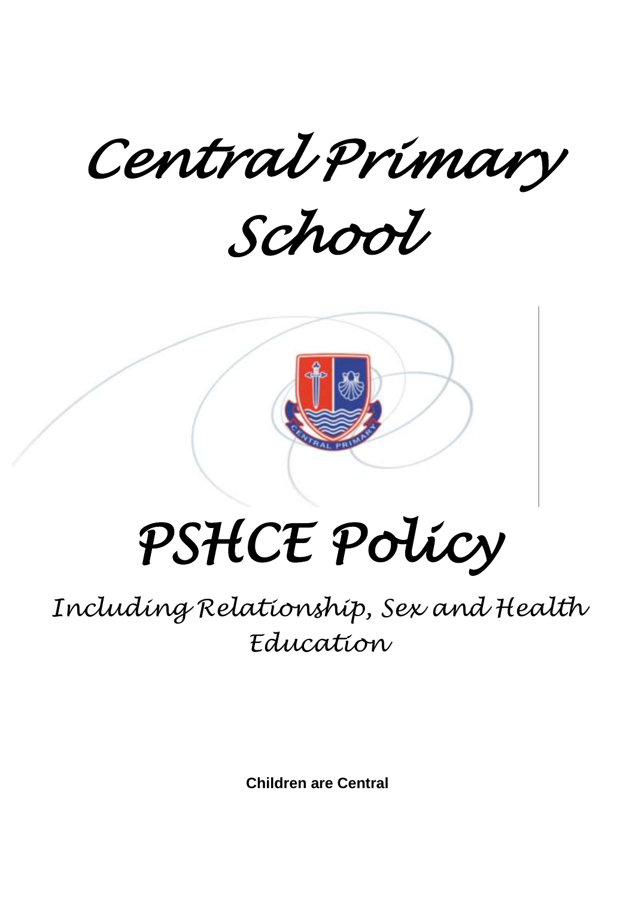# Central Primary School

# PSHCE Policy

## Including Relationship, Sex and Health Education

**Children are Central**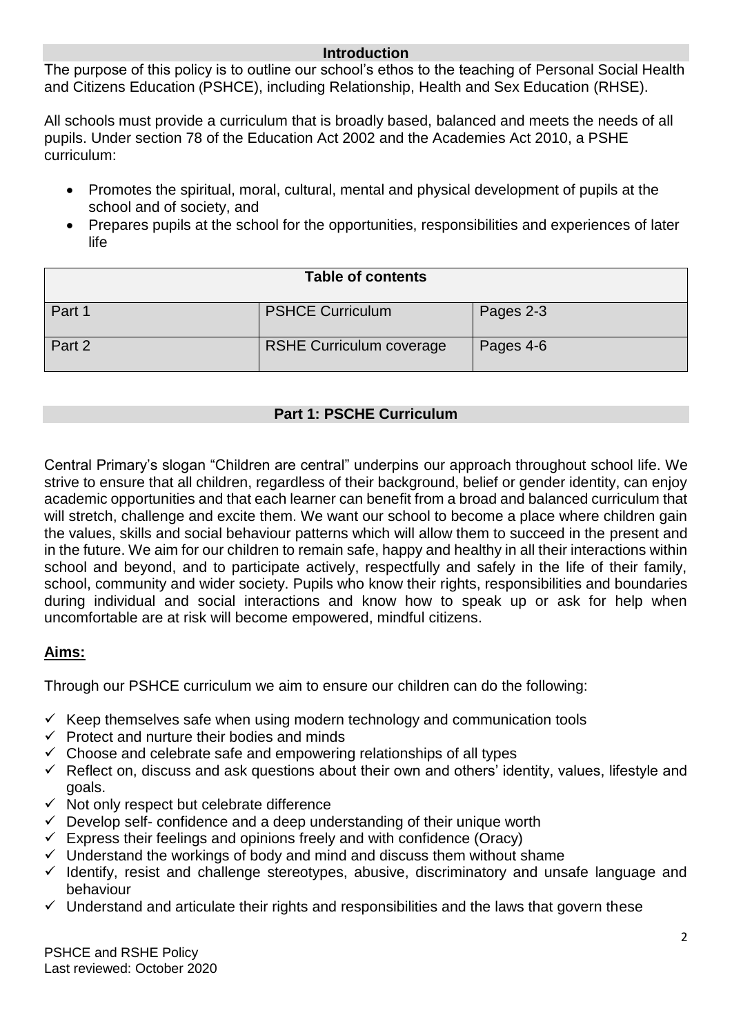## Introduction

The purpose of this policy is to outline our school's ethos to the teaching of Personal Social Health and Citizens Education (PSHCE), including Relationship, Health and Sex Education (RHSE).

All schools must provide a curriculum that is broadly based, balanced and meets the needs of all pupils. Under section 78 of the Education Act 2002 and the Academies Act 2010, a PSHE curriculum:

- Promotes the spiritual, moral, cultural, mental and physical development of pupils at the school and of society, and
- Prepares pupils at the school for the opportunities, responsibilities and experiences of later life

| Table of contents | | |
|---|---|---|
| Part 1 | PSHCE Curriculum | Pages 2-3 |
| Part 2 | RSHE Curriculum coverage | Pages 4-6 |

## Part 1: PSCHE Curriculum

Central Primary's slogan "Children are central" underpins our approach throughout school life. We strive to ensure that all children, regardless of their background, belief or gender identity, can enjoy academic opportunities and that each learner can benefit from a broad and balanced curriculum that will stretch, challenge and excite them. We want our school to become a place where children gain the values, skills and social behaviour patterns which will allow them to succeed in the present and in the future. We aim for our children to remain safe, happy and healthy in all their interactions within school and beyond, and to participate actively, respectfully and safely in the life of their family, school, community and wider society. Pupils who know their rights, responsibilities and boundaries during individual and social interactions and know how to speak up or ask for help when uncomfortable are at risk will become empowered, mindful citizens.

**Aims:**

Through our PSHCE curriculum we aim to ensure our children can do the following:

- ✓ Keep themselves safe when using modern technology and communication tools
- ✓ Protect and nurture their bodies and minds
- ✓ Choose and celebrate safe and empowering relationships of all types
- ✓ Reflect on, discuss and ask questions about their own and others' identity, values, lifestyle and goals.
- ✓ Not only respect but celebrate difference
- ✓ Develop self- confidence and a deep understanding of their unique worth
- ✓ Express their feelings and opinions freely and with confidence (Oracy)
- ✓ Understand the workings of body and mind and discuss them without shame
- ✓ Identify, resist and challenge stereotypes, abusive, discriminatory and unsafe language and behaviour
- ✓ Understand and articulate their rights and responsibilities and the laws that govern these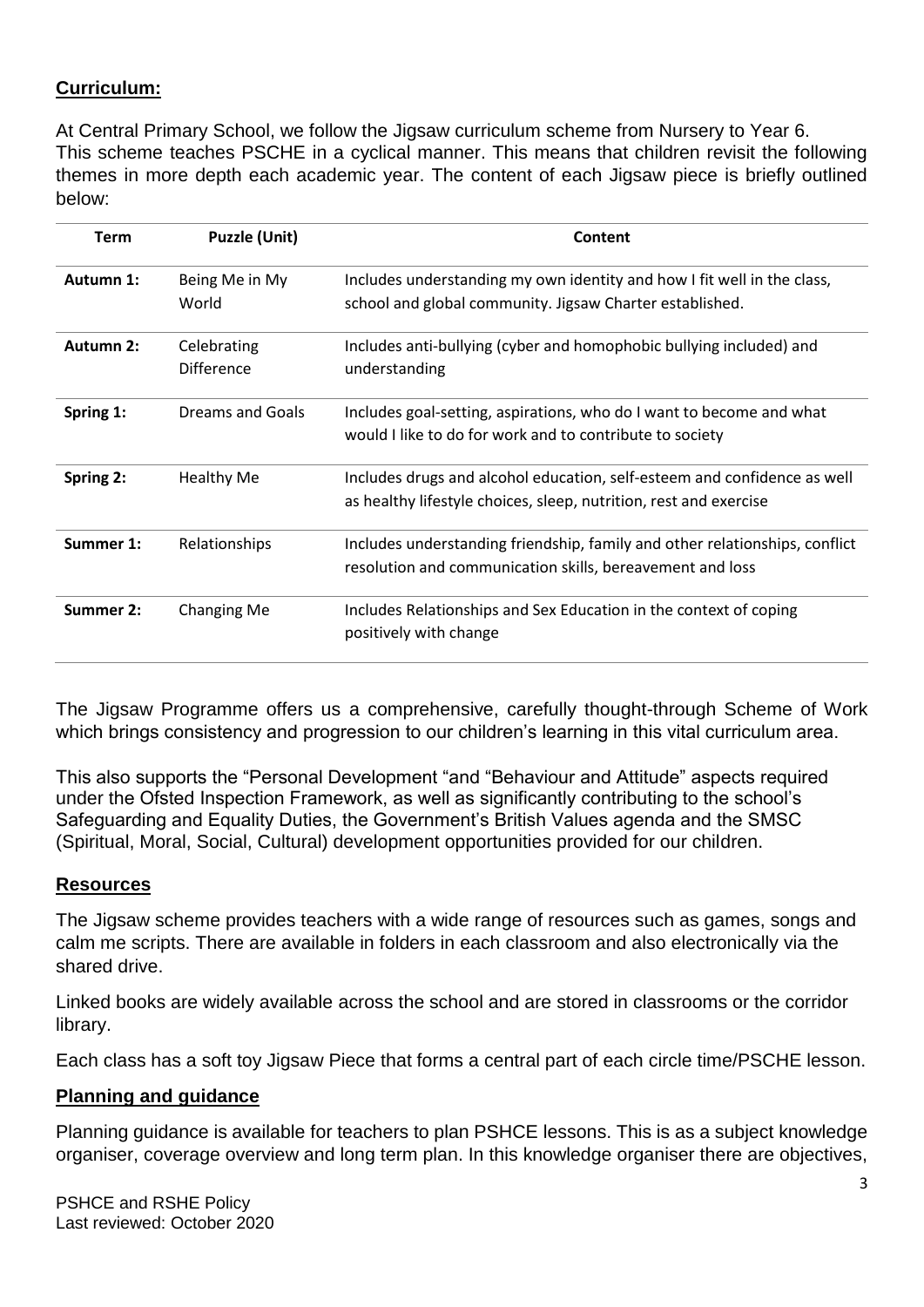## Curriculum:

At Central Primary School, we follow the Jigsaw curriculum scheme from Nursery to Year 6. This scheme teaches PSCHE in a cyclical manner. This means that children revisit the following themes in more depth each academic year. The content of each Jigsaw piece is briefly outlined below:

| Term | Puzzle (Unit) | Content |
|---|---|---|
| **Autumn 1:** | Being Me in My World | Includes understanding my own identity and how I fit well in the class, school and global community. Jigsaw Charter established. |
| **Autumn 2:** | Celebrating Difference | Includes anti-bullying (cyber and homophobic bullying included) and understanding |
| **Spring 1:** | Dreams and Goals | Includes goal-setting, aspirations, who do I want to become and what would I like to do for work and to contribute to society |
| **Spring 2:** | Healthy Me | Includes drugs and alcohol education, self-esteem and confidence as well as healthy lifestyle choices, sleep, nutrition, rest and exercise |
| **Summer 1:** | Relationships | Includes understanding friendship, family and other relationships, conflict resolution and communication skills, bereavement and loss |
| **Summer 2:** | Changing Me | Includes Relationships and Sex Education in the context of coping positively with change |

The Jigsaw Programme offers us a comprehensive, carefully thought-through Scheme of Work which brings consistency and progression to our children's learning in this vital curriculum area.

This also supports the "Personal Development "and "Behaviour and Attitude" aspects required under the Ofsted Inspection Framework, as well as significantly contributing to the school's Safeguarding and Equality Duties, the Government's British Values agenda and the SMSC (Spiritual, Moral, Social, Cultural) development opportunities provided for our children.

## Resources

The Jigsaw scheme provides teachers with a wide range of resources such as games, songs and calm me scripts. There are available in folders in each classroom and also electronically via the shared drive.

Linked books are widely available across the school and are stored in classrooms or the corridor library.

Each class has a soft toy Jigsaw Piece that forms a central part of each circle time/PSCHE lesson.

## Planning and guidance

Planning guidance is available for teachers to plan PSHCE lessons. This is as a subject knowledge organiser, coverage overview and long term plan. In this knowledge organiser there are objectives,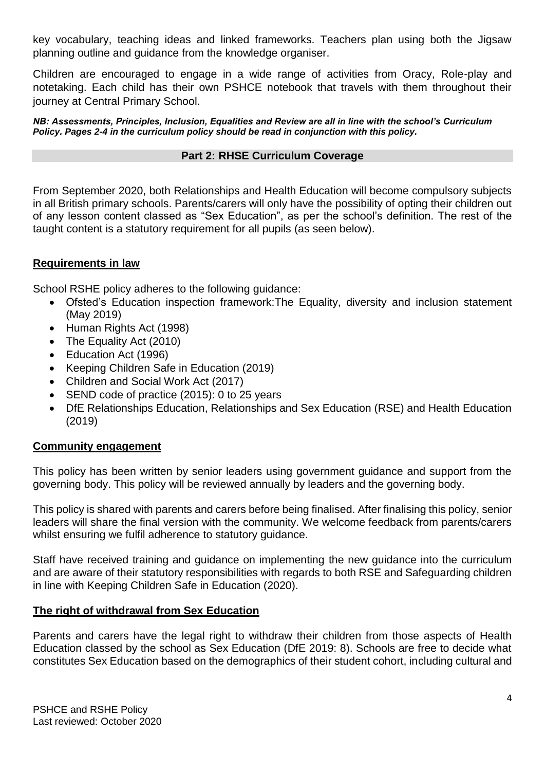key vocabulary, teaching ideas and linked frameworks. Teachers plan using both the Jigsaw planning outline and guidance from the knowledge organiser.

Children are encouraged to engage in a wide range of activities from Oracy, Role-play and notetaking. Each child has their own PSHCE notebook that travels with them throughout their journey at Central Primary School.

***NB: Assessments, Principles, Inclusion, Equalities and Review are all in line with the school's Curriculum Policy. Pages 2-4 in the curriculum policy should be read in conjunction with this policy.***

## Part 2: RHSE Curriculum Coverage

From September 2020, both Relationships and Health Education will become compulsory subjects in all British primary schools. Parents/carers will only have the possibility of opting their children out of any lesson content classed as "Sex Education", as per the school's definition. The rest of the taught content is a statutory requirement for all pupils (as seen below).

### Requirements in law

School RSHE policy adheres to the following guidance:

- Ofsted's Education inspection framework:The Equality, diversity and inclusion statement (May 2019)
- Human Rights Act (1998)
- The Equality Act (2010)
- Education Act (1996)
- Keeping Children Safe in Education (2019)
- Children and Social Work Act (2017)
- SEND code of practice (2015): 0 to 25 years
- DfE Relationships Education, Relationships and Sex Education (RSE) and Health Education (2019)

### Community engagement

This policy has been written by senior leaders using government guidance and support from the governing body. This policy will be reviewed annually by leaders and the governing body.

This policy is shared with parents and carers before being finalised. After finalising this policy, senior leaders will share the final version with the community. We welcome feedback from parents/carers whilst ensuring we fulfil adherence to statutory guidance.

Staff have received training and guidance on implementing the new guidance into the curriculum and are aware of their statutory responsibilities with regards to both RSE and Safeguarding children in line with Keeping Children Safe in Education (2020).

### The right of withdrawal from Sex Education

Parents and carers have the legal right to withdraw their children from those aspects of Health Education classed by the school as Sex Education (DfE 2019: 8). Schools are free to decide what constitutes Sex Education based on the demographics of their student cohort, including cultural and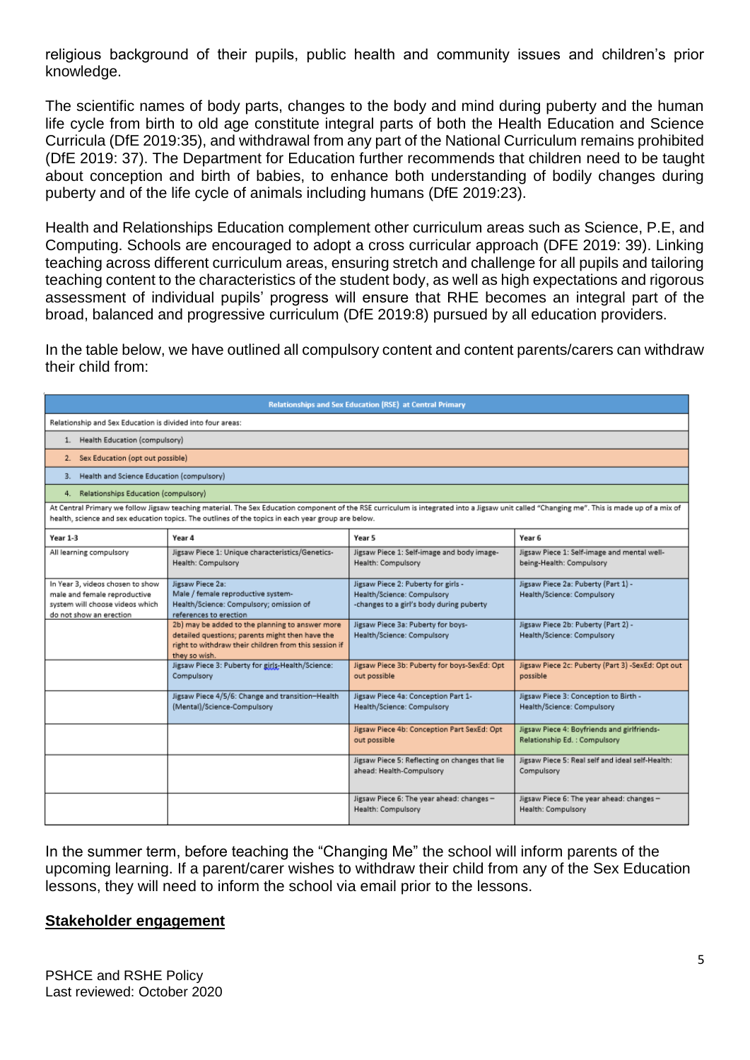religious background of their pupils, public health and community issues and children's prior knowledge.

The scientific names of body parts, changes to the body and mind during puberty and the human life cycle from birth to old age constitute integral parts of both the Health Education and Science Curricula (DfE 2019:35), and withdrawal from any part of the National Curriculum remains prohibited (DfE 2019: 37). The Department for Education further recommends that children need to be taught about conception and birth of babies, to enhance both understanding of bodily changes during puberty and of the life cycle of animals including humans (DfE 2019:23).

Health and Relationships Education complement other curriculum areas such as Science, P.E, and Computing. Schools are encouraged to adopt a cross curricular approach (DFE 2019: 39). Linking teaching across different curriculum areas, ensuring stretch and challenge for all pupils and tailoring teaching content to the characteristics of the student body, as well as high expectations and rigorous assessment of individual pupils' progress will ensure that RHE becomes an integral part of the broad, balanced and progressive curriculum (DfE 2019:8) pursued by all education providers.

In the table below, we have outlined all compulsory content and content parents/carers can withdraw their child from:

**Relationships and Sex Education (RSE) at Central Primary**

Relationship and Sex Education is divided into four areas:

1. Health Education (compulsory)
2. Sex Education (opt out possible)
3. Health and Science Education (compulsory)
4. Relationships Education (compulsory)

At Central Primary we follow Jigsaw teaching material. The Sex Education component of the RSE curriculum is integrated into a Jigsaw unit called "Changing me". This is made up of a mix of health, science and sex education topics. The outlines of the topics in each year group are below.

| Year 1-3 | Year 4 | Year 5 | Year 6 |
|---|---|---|---|
| All learning compulsory | Jigsaw Piece 1: Unique characteristics/Genetics-Health: Compulsory | Jigsaw Piece 1: Self-image and body image-Health: Compulsory | Jigsaw Piece 1: Self-image and mental well-being-Health: Compulsory |
| In Year 3, videos chosen to show male and female reproductive system will choose videos which do not show an erection | Jigsaw Piece 2a: Male / female reproductive system-Health/Science: Compulsory; omission of references to erection | Jigsaw Piece 2: Puberty for girls - Health/Science: Compulsory -changes to a girl's body during puberty | Jigsaw Piece 2a: Puberty (Part 1) - Health/Science: Compulsory |
| | 2b) may be added to the planning to answer more detailed questions; parents might then have the right to withdraw their children from this session if they so wish. | Jigsaw Piece 3a: Puberty for boys-Health/Science: Compulsory | Jigsaw Piece 2b: Puberty (Part 2) - Health/Science: Compulsory |
| | Jigsaw Piece 3: Puberty for girls-Health/Science: Compulsory | Jigsaw Piece 3b: Puberty for boys-SexEd: Opt out possible | Jigsaw Piece 2c: Puberty (Part 3) -SexEd: Opt out possible |
| | Jigsaw Piece 4/5/6: Change and transition–Health (Mental)/Science-Compulsory | Jigsaw Piece 4a: Conception Part 1-Health/Science: Compulsory | Jigsaw Piece 3: Conception to Birth - Health/Science: Compulsory |
| | | Jigsaw Piece 4b: Conception Part SexEd: Opt out possible | Jigsaw Piece 4: Boyfriends and girlfriends-Relationship Ed. : Compulsory |
| | | Jigsaw Piece 5: Reflecting on changes that lie ahead: Health-Compulsory | Jigsaw Piece 5: Real self and ideal self-Health: Compulsory |
| | | Jigsaw Piece 6: The year ahead: changes – Health: Compulsory | Jigsaw Piece 6: The year ahead: changes – Health: Compulsory |

In the summer term, before teaching the "Changing Me" the school will inform parents of the upcoming learning. If a parent/carer wishes to withdraw their child from any of the Sex Education lessons, they will need to inform the school via email prior to the lessons.

## Stakeholder engagement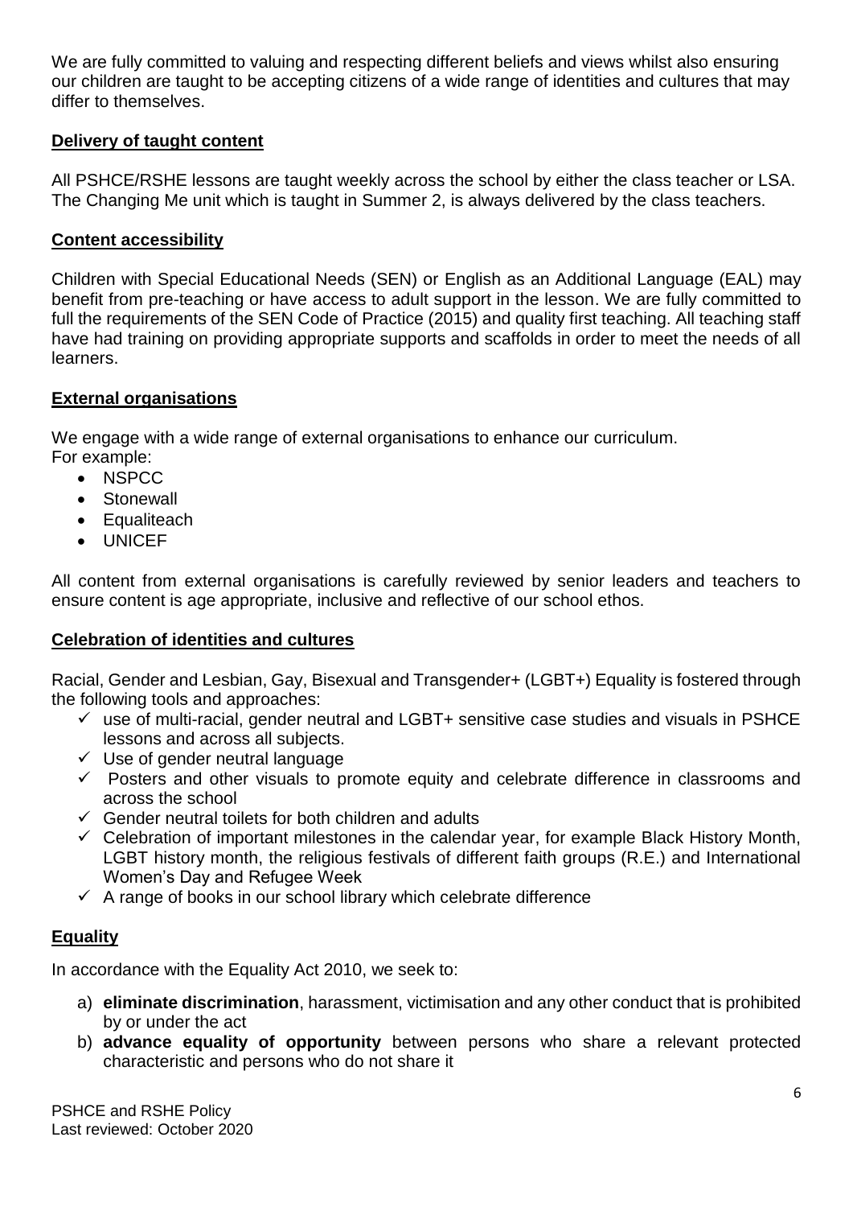We are fully committed to valuing and respecting different beliefs and views whilst also ensuring our children are taught to be accepting citizens of a wide range of identities and cultures that may differ to themselves.

## Delivery of taught content

All PSHCE/RSHE lessons are taught weekly across the school by either the class teacher or LSA. The Changing Me unit which is taught in Summer 2, is always delivered by the class teachers.

## Content accessibility

Children with Special Educational Needs (SEN) or English as an Additional Language (EAL) may benefit from pre-teaching or have access to adult support in the lesson. We are fully committed to full the requirements of the SEN Code of Practice (2015) and quality first teaching. All teaching staff have had training on providing appropriate supports and scaffolds in order to meet the needs of all learners.

## External organisations

We engage with a wide range of external organisations to enhance our curriculum.
For example:

- NSPCC
- Stonewall
- Equaliteach
- UNICEF

All content from external organisations is carefully reviewed by senior leaders and teachers to ensure content is age appropriate, inclusive and reflective of our school ethos.

## Celebration of identities and cultures

Racial, Gender and Lesbian, Gay, Bisexual and Transgender+ (LGBT+) Equality is fostered through the following tools and approaches:

- ✓ use of multi-racial, gender neutral and LGBT+ sensitive case studies and visuals in PSHCE lessons and across all subjects.
- ✓ Use of gender neutral language
- ✓ Posters and other visuals to promote equity and celebrate difference in classrooms and across the school
- ✓ Gender neutral toilets for both children and adults
- ✓ Celebration of important milestones in the calendar year, for example Black History Month, LGBT history month, the religious festivals of different faith groups (R.E.) and International Women's Day and Refugee Week
- ✓ A range of books in our school library which celebrate difference

## Equality

In accordance with the Equality Act 2010, we seek to:

a) **eliminate discrimination**, harassment, victimisation and any other conduct that is prohibited by or under the act
b) **advance equality of opportunity** between persons who share a relevant protected characteristic and persons who do not share it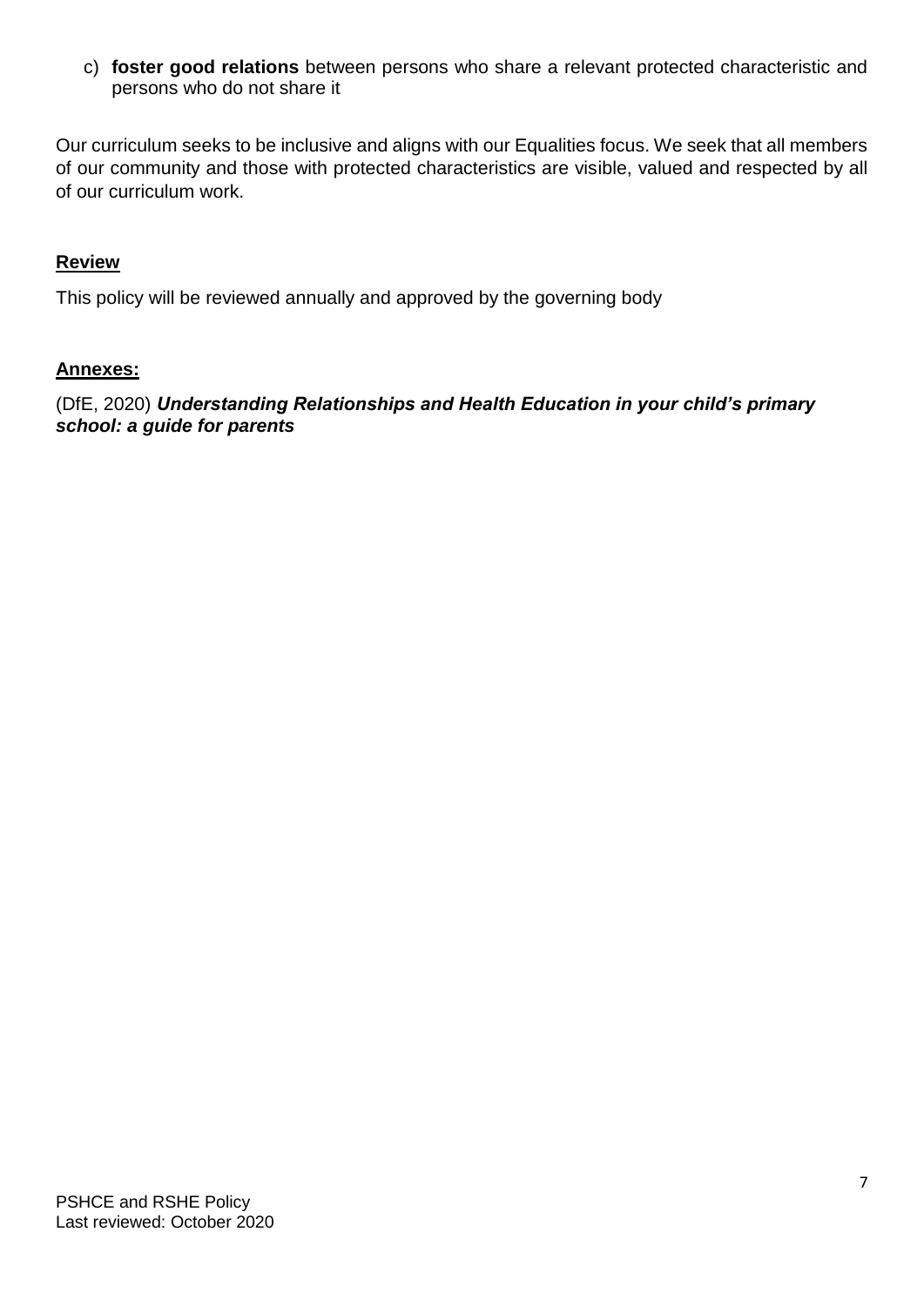c) **foster good relations** between persons who share a relevant protected characteristic and persons who do not share it

Our curriculum seeks to be inclusive and aligns with our Equalities focus. We seek that all members of our community and those with protected characteristics are visible, valued and respected by all of our curriculum work.

## Review

This policy will be reviewed annually and approved by the governing body

## Annexes:

(DfE, 2020) ***Understanding Relationships and Health Education in your child's primary school: a guide for parents***